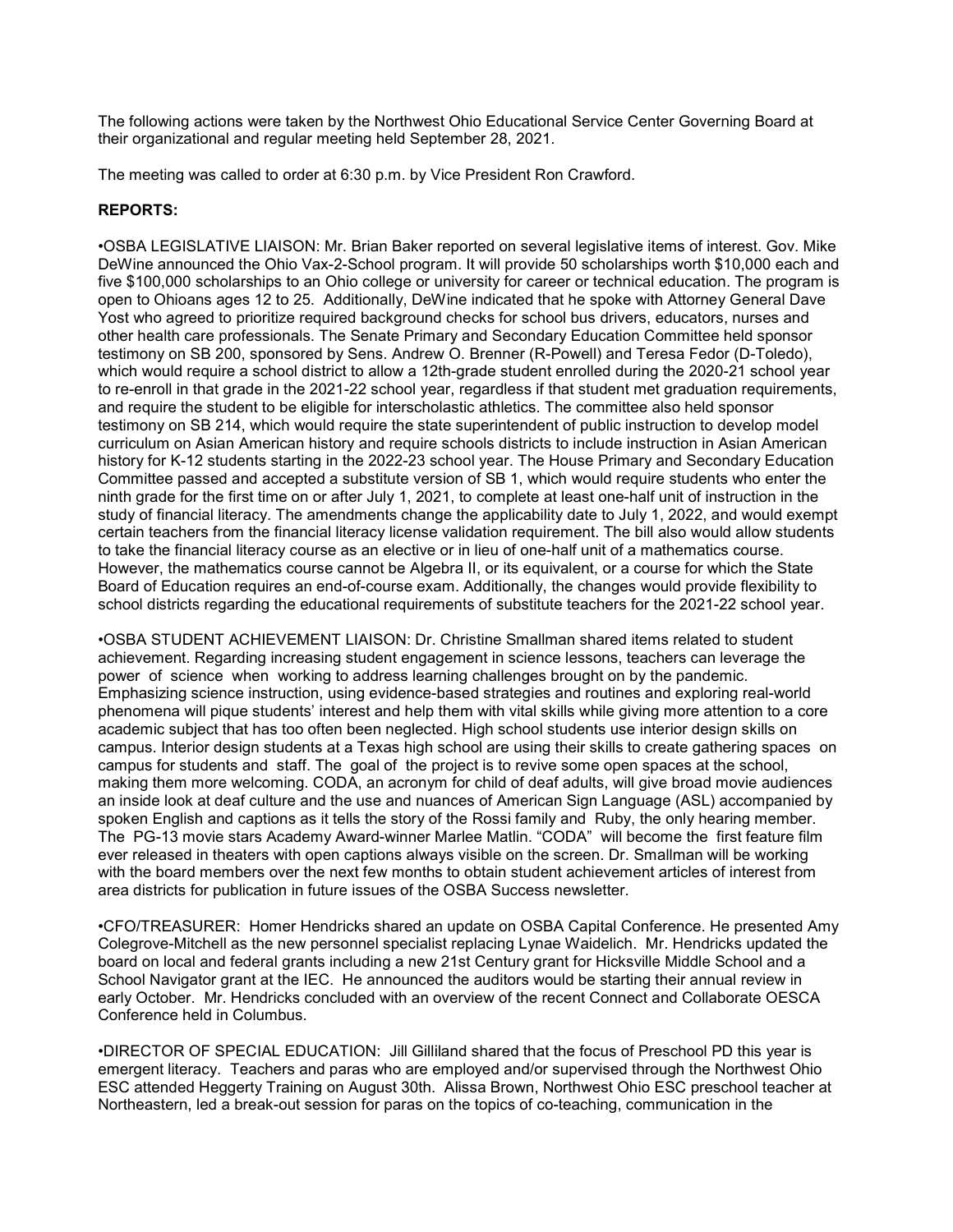The following actions were taken by the Northwest Ohio Educational Service Center Governing Board at their organizational and regular meeting held September 28, 2021.

The meeting was called to order at 6:30 p.m. by Vice President Ron Crawford.

**REPORTS:**

•OSBA LEGISLATIVE LIAISON: Mr. Brian Baker reported on several legislative items of interest. Gov. Mike DeWine announced the Ohio Vax-2-School program. It will provide 50 scholarships worth $10,000 each and five $100,000 scholarships to an Ohio college or university for career or technical education. The program is open to Ohioans ages 12 to 25. Additionally, DeWine indicated that he spoke with Attorney General Dave Yost who agreed to prioritize required background checks for school bus drivers, educators, nurses and other health care professionals. The Senate Primary and Secondary Education Committee held sponsor testimony on SB 200, sponsored by Sens. Andrew O. Brenner (R-Powell) and Teresa Fedor (D-Toledo), which would require a school district to allow a 12th-grade student enrolled during the 2020-21 school year to re-enroll in that grade in the 2021-22 school year, regardless if that student met graduation requirements, and require the student to be eligible for interscholastic athletics. The committee also held sponsor testimony on SB 214, which would require the state superintendent of public instruction to develop model curriculum on Asian American history and require schools districts to include instruction in Asian American history for K-12 students starting in the 2022-23 school year. The House Primary and Secondary Education Committee passed and accepted a substitute version of SB 1, which would require students who enter the ninth grade for the first time on or after July 1, 2021, to complete at least one-half unit of instruction in the study of financial literacy. The amendments change the applicability date to July 1, 2022, and would exempt certain teachers from the financial literacy license validation requirement. The bill also would allow students to take the financial literacy course as an elective or in lieu of one-half unit of a mathematics course. However, the mathematics course cannot be Algebra II, or its equivalent, or a course for which the State Board of Education requires an end-of-course exam. Additionally, the changes would provide flexibility to school districts regarding the educational requirements of substitute teachers for the 2021-22 school year.

•OSBA STUDENT ACHIEVEMENT LIAISON: Dr. Christine Smallman shared items related to student achievement. Regarding increasing student engagement in science lessons, teachers can leverage the power of science when working to address learning challenges brought on by the pandemic. Emphasizing science instruction, using evidence-based strategies and routines and exploring real-world phenomena will pique students' interest and help them with vital skills while giving more attention to a core academic subject that has too often been neglected. High school students use interior design skills on campus. Interior design students at a Texas high school are using their skills to create gathering spaces on campus for students and staff. The goal of the project is to revive some open spaces at the school, making them more welcoming. CODA, an acronym for child of deaf adults, will give broad movie audiences an inside look at deaf culture and the use and nuances of American Sign Language (ASL) accompanied by spoken English and captions as it tells the story of the Rossi family and Ruby, the only hearing member. The PG-13 movie stars Academy Award-winner Marlee Matlin. "CODA" will become the first feature film ever released in theaters with open captions always visible on the screen. Dr. Smallman will be working with the board members over the next few months to obtain student achievement articles of interest from area districts for publication in future issues of the OSBA Success newsletter.

•CFO/TREASURER: Homer Hendricks shared an update on OSBA Capital Conference. He presented Amy Colegrove-Mitchell as the new personnel specialist replacing Lynae Waidelich. Mr. Hendricks updated the board on local and federal grants including a new 21st Century grant for Hicksville Middle School and a School Navigator grant at the IEC. He announced the auditors would be starting their annual review in early October. Mr. Hendricks concluded with an overview of the recent Connect and Collaborate OESCA Conference held in Columbus.

•DIRECTOR OF SPECIAL EDUCATION: Jill Gilliland shared that the focus of Preschool PD this year is emergent literacy. Teachers and paras who are employed and/or supervised through the Northwest Ohio ESC attended Heggerty Training on August 30th. Alissa Brown, Northwest Ohio ESC preschool teacher at Northeastern, led a break-out session for paras on the topics of co-teaching, communication in the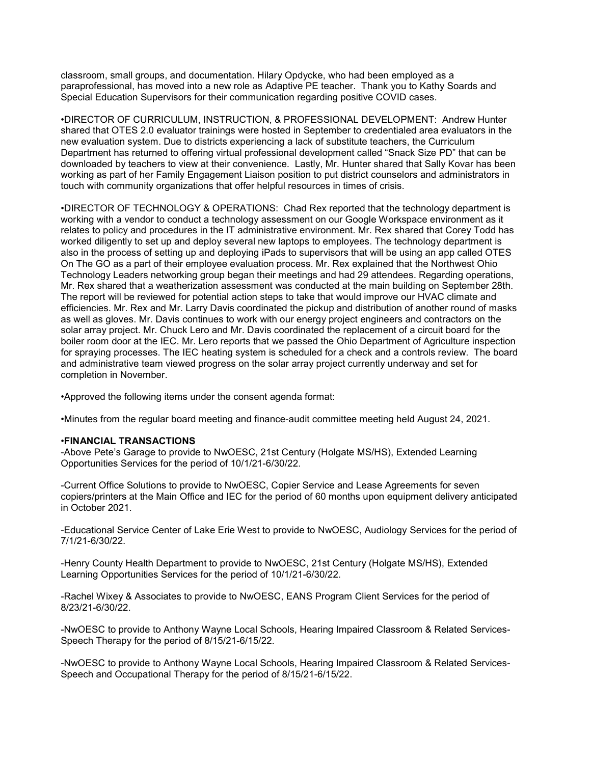classroom, small groups, and documentation. Hilary Opdycke, who had been employed as a paraprofessional, has moved into a new role as Adaptive PE teacher. Thank you to Kathy Soards and Special Education Supervisors for their communication regarding positive COVID cases.

•DIRECTOR OF CURRICULUM, INSTRUCTION, & PROFESSIONAL DEVELOPMENT: Andrew Hunter shared that OTES 2.0 evaluator trainings were hosted in September to credentialed area evaluators in the new evaluation system. Due to districts experiencing a lack of substitute teachers, the Curriculum Department has returned to offering virtual professional development called "Snack Size PD" that can be downloaded by teachers to view at their convenience. Lastly, Mr. Hunter shared that Sally Kovar has been working as part of her Family Engagement Liaison position to put district counselors and administrators in touch with community organizations that offer helpful resources in times of crisis.

•DIRECTOR OF TECHNOLOGY & OPERATIONS: Chad Rex reported that the technology department is working with a vendor to conduct a technology assessment on our Google Workspace environment as it relates to policy and procedures in the IT administrative environment. Mr. Rex shared that Corey Todd has worked diligently to set up and deploy several new laptops to employees. The technology department is also in the process of setting up and deploying iPads to supervisors that will be using an app called OTES On The GO as a part of their employee evaluation process. Mr. Rex explained that the Northwest Ohio Technology Leaders networking group began their meetings and had 29 attendees. Regarding operations, Mr. Rex shared that a weatherization assessment was conducted at the main building on September 28th. The report will be reviewed for potential action steps to take that would improve our HVAC climate and efficiencies. Mr. Rex and Mr. Larry Davis coordinated the pickup and distribution of another round of masks as well as gloves. Mr. Davis continues to work with our energy project engineers and contractors on the solar array project. Mr. Chuck Lero and Mr. Davis coordinated the replacement of a circuit board for the boiler room door at the IEC. Mr. Lero reports that we passed the Ohio Department of Agriculture inspection for spraying processes. The IEC heating system is scheduled for a check and a controls review. The board and administrative team viewed progress on the solar array project currently underway and set for completion in November.

•Approved the following items under the consent agenda format:

•Minutes from the regular board meeting and finance-audit committee meeting held August 24, 2021.

•**FINANCIAL TRANSACTIONS**

-Above Pete's Garage to provide to NwOESC, 21st Century (Holgate MS/HS), Extended Learning Opportunities Services for the period of 10/1/21-6/30/22.

-Current Office Solutions to provide to NwOESC, Copier Service and Lease Agreements for seven copiers/printers at the Main Office and IEC for the period of 60 months upon equipment delivery anticipated in October 2021.

-Educational Service Center of Lake Erie West to provide to NwOESC, Audiology Services for the period of 7/1/21-6/30/22.

-Henry County Health Department to provide to NwOESC, 21st Century (Holgate MS/HS), Extended Learning Opportunities Services for the period of 10/1/21-6/30/22.

-Rachel Wixey & Associates to provide to NwOESC, EANS Program Client Services for the period of 8/23/21-6/30/22.

-NwOESC to provide to Anthony Wayne Local Schools, Hearing Impaired Classroom & Related Services-Speech Therapy for the period of 8/15/21-6/15/22.

-NwOESC to provide to Anthony Wayne Local Schools, Hearing Impaired Classroom & Related Services-Speech and Occupational Therapy for the period of 8/15/21-6/15/22.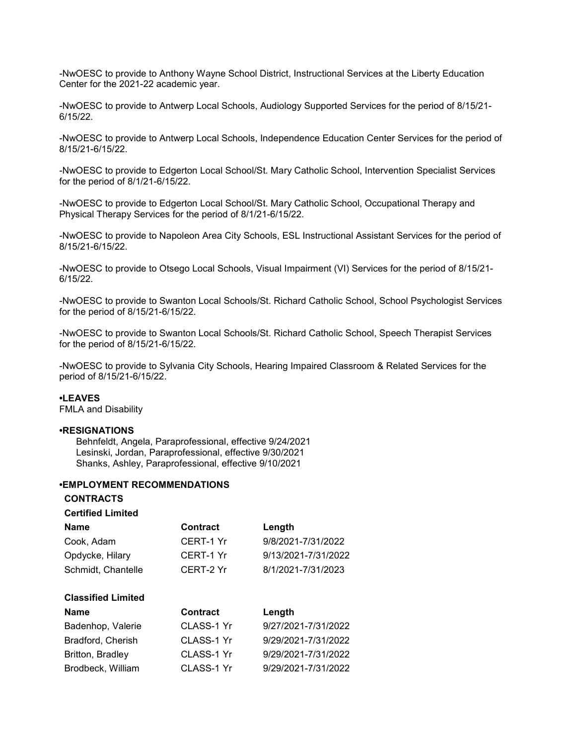-NwOESC to provide to Anthony Wayne School District, Instructional Services at the Liberty Education Center for the 2021-22 academic year.

-NwOESC to provide to Antwerp Local Schools, Audiology Supported Services for the period of 8/15/21-6/15/22.

-NwOESC to provide to Antwerp Local Schools, Independence Education Center Services for the period of 8/15/21-6/15/22.

-NwOESC to provide to Edgerton Local School/St. Mary Catholic School, Intervention Specialist Services for the period of 8/1/21-6/15/22.

-NwOESC to provide to Edgerton Local School/St. Mary Catholic School, Occupational Therapy and Physical Therapy Services for the period of 8/1/21-6/15/22.

-NwOESC to provide to Napoleon Area City Schools, ESL Instructional Assistant Services for the period of 8/15/21-6/15/22.

-NwOESC to provide to Otsego Local Schools, Visual Impairment (VI) Services for the period of 8/15/21-6/15/22.

-NwOESC to provide to Swanton Local Schools/St. Richard Catholic School, School Psychologist Services for the period of 8/15/21-6/15/22.

-NwOESC to provide to Swanton Local Schools/St. Richard Catholic School, Speech Therapist Services for the period of 8/15/21-6/15/22.

-NwOESC to provide to Sylvania City Schools, Hearing Impaired Classroom & Related Services for the period of 8/15/21-6/15/22.

**•LEAVES**

FMLA and Disability

**•RESIGNATIONS**

Behnfeldt, Angela, Paraprofessional, effective 9/24/2021
Lesinski, Jordan, Paraprofessional, effective 9/30/2021
Shanks, Ashley, Paraprofessional, effective 9/10/2021

**•EMPLOYMENT RECOMMENDATIONS**

**CONTRACTS**

**Certified Limited**

| Name | Contract | Length |
|---|---|---|
| Cook, Adam | CERT-1 Yr | 9/8/2021-7/31/2022 |
| Opdycke, Hilary | CERT-1 Yr | 9/13/2021-7/31/2022 |
| Schmidt, Chantelle | CERT-2 Yr | 8/1/2021-7/31/2023 |

**Classified Limited**

| Name | Contract | Length |
|---|---|---|
| Badenhop, Valerie | CLASS-1 Yr | 9/27/2021-7/31/2022 |
| Bradford, Cherish | CLASS-1 Yr | 9/29/2021-7/31/2022 |
| Britton, Bradley | CLASS-1 Yr | 9/29/2021-7/31/2022 |
| Brodbeck, William | CLASS-1 Yr | 9/29/2021-7/31/2022 |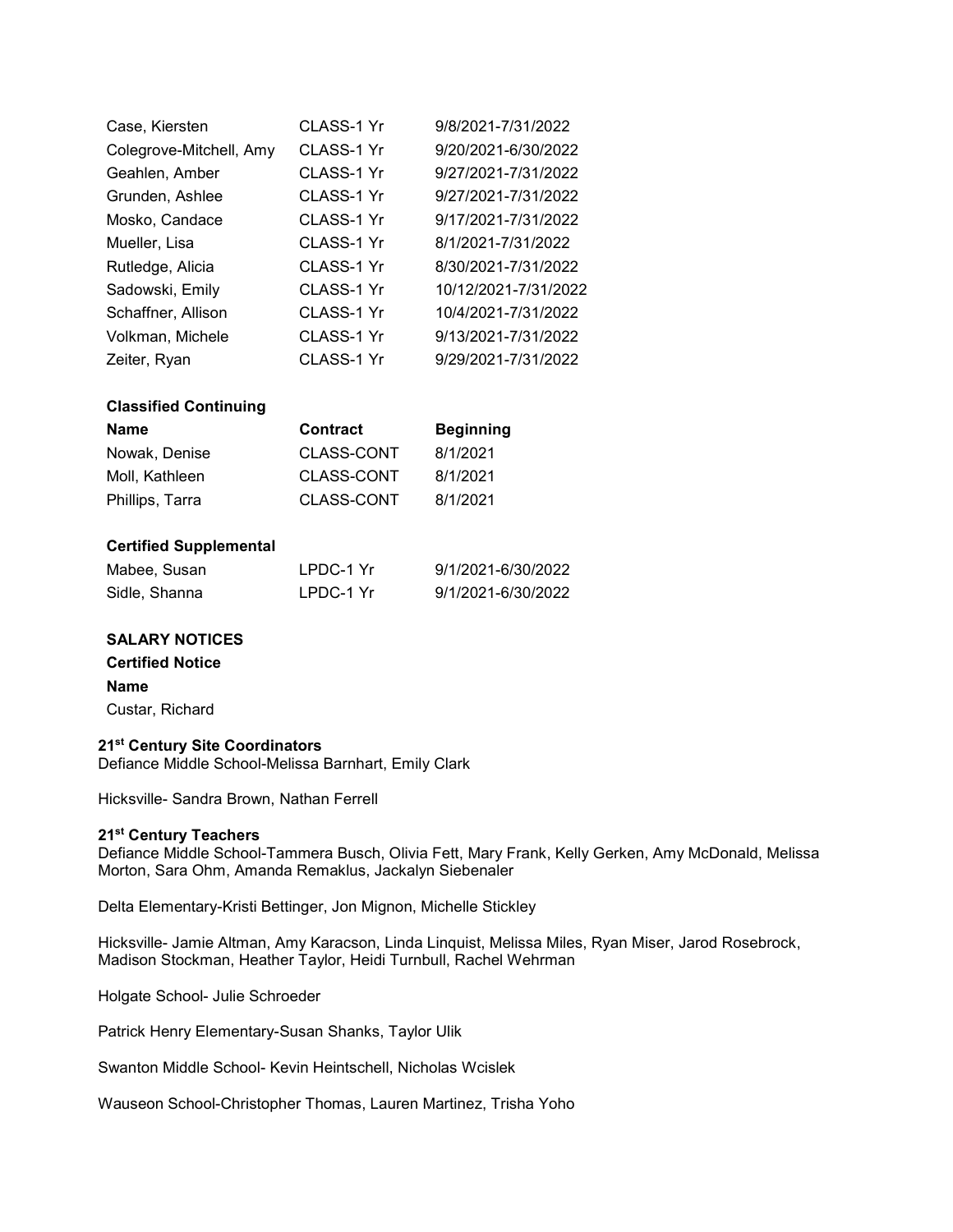| | | |
|---|---|---|
| Case, Kiersten | CLASS-1 Yr | 9/8/2021-7/31/2022 |
| Colegrove-Mitchell, Amy | CLASS-1 Yr | 9/20/2021-6/30/2022 |
| Geahlen, Amber | CLASS-1 Yr | 9/27/2021-7/31/2022 |
| Grunden, Ashlee | CLASS-1 Yr | 9/27/2021-7/31/2022 |
| Mosko, Candace | CLASS-1 Yr | 9/17/2021-7/31/2022 |
| Mueller, Lisa | CLASS-1 Yr | 8/1/2021-7/31/2022 |
| Rutledge, Alicia | CLASS-1 Yr | 8/30/2021-7/31/2022 |
| Sadowski, Emily | CLASS-1 Yr | 10/12/2021-7/31/2022 |
| Schaffner, Allison | CLASS-1 Yr | 10/4/2021-7/31/2022 |
| Volkman, Michele | CLASS-1 Yr | 9/13/2021-7/31/2022 |
| Zeiter, Ryan | CLASS-1 Yr | 9/29/2021-7/31/2022 |

**Classified Continuing**

| Name | Contract | Beginning |
|---|---|---|
| Nowak, Denise | CLASS-CONT | 8/1/2021 |
| Moll, Kathleen | CLASS-CONT | 8/1/2021 |
| Phillips, Tarra | CLASS-CONT | 8/1/2021 |

**Certified Supplemental**

| | | |
|---|---|---|
| Mabee, Susan | LPDC-1 Yr | 9/1/2021-6/30/2022 |
| Sidle, Shanna | LPDC-1 Yr | 9/1/2021-6/30/2022 |

**SALARY NOTICES**

**Certified Notice**

**Name**

Custar, Richard

**21st Century Site Coordinators**

Defiance Middle School-Melissa Barnhart, Emily Clark

Hicksville- Sandra Brown, Nathan Ferrell

**21st Century Teachers**

Defiance Middle School-Tammera Busch, Olivia Fett, Mary Frank, Kelly Gerken, Amy McDonald, Melissa Morton, Sara Ohm, Amanda Remaklus, Jackalyn Siebenaler

Delta Elementary-Kristi Bettinger, Jon Mignon, Michelle Stickley

Hicksville- Jamie Altman, Amy Karacson, Linda Linquist, Melissa Miles, Ryan Miser, Jarod Rosebrock, Madison Stockman, Heather Taylor, Heidi Turnbull, Rachel Wehrman

Holgate School- Julie Schroeder

Patrick Henry Elementary-Susan Shanks, Taylor Ulik

Swanton Middle School- Kevin Heintschell, Nicholas Wcislek

Wauseon School-Christopher Thomas, Lauren Martinez, Trisha Yoho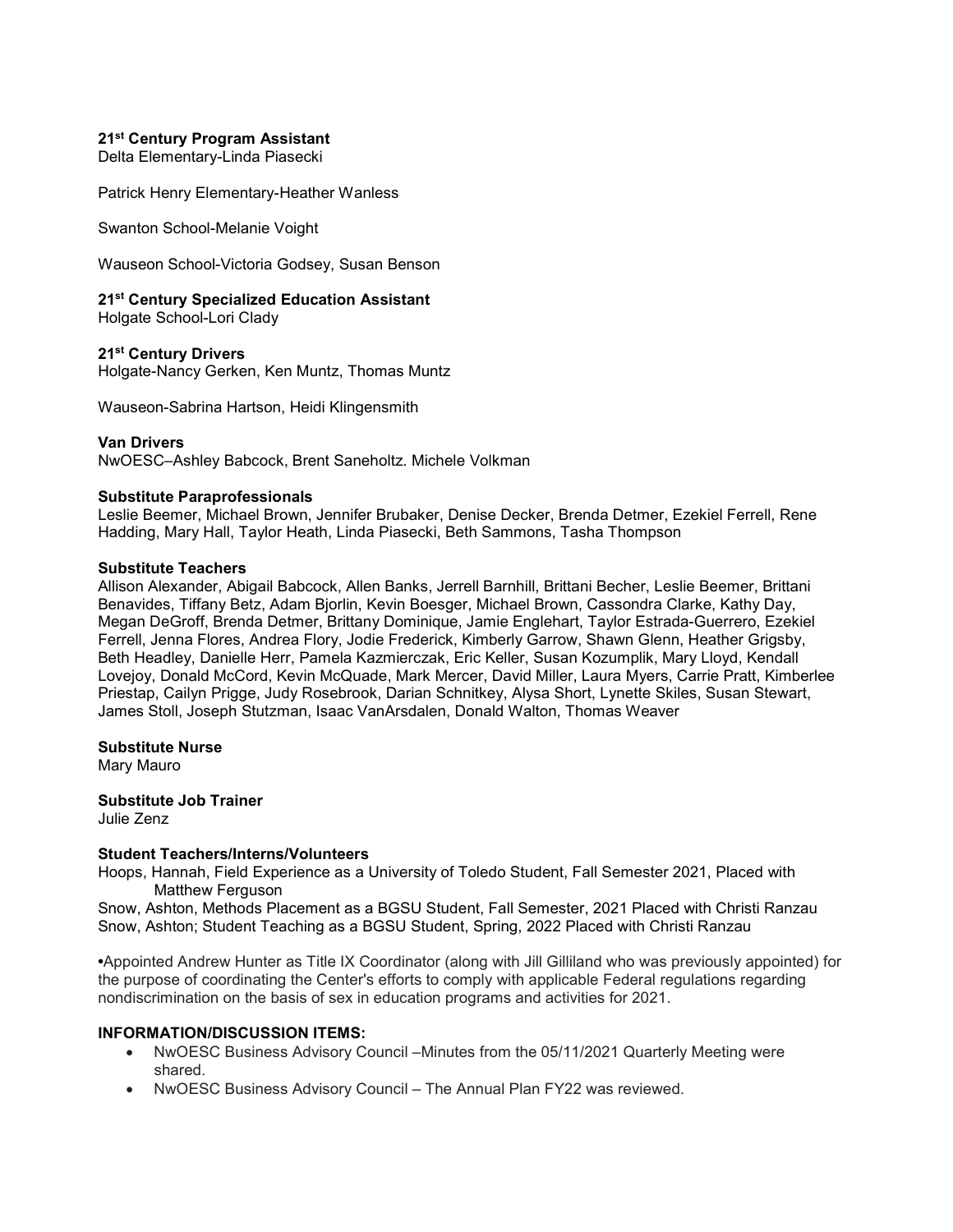**21st Century Program Assistant**
Delta Elementary-Linda Piasecki

Patrick Henry Elementary-Heather Wanless

Swanton School-Melanie Voight

Wauseon School-Victoria Godsey, Susan Benson

**21st Century Specialized Education Assistant**
Holgate School-Lori Clady

**21st Century Drivers**
Holgate-Nancy Gerken, Ken Muntz, Thomas Muntz

Wauseon-Sabrina Hartson, Heidi Klingensmith

**Van Drivers**
NwOESC–Ashley Babcock, Brent Saneholtz. Michele Volkman

**Substitute Paraprofessionals**
Leslie Beemer, Michael Brown, Jennifer Brubaker, Denise Decker, Brenda Detmer, Ezekiel Ferrell, Rene Hadding, Mary Hall, Taylor Heath, Linda Piasecki, Beth Sammons, Tasha Thompson

**Substitute Teachers**
Allison Alexander, Abigail Babcock, Allen Banks, Jerrell Barnhill, Brittani Becher, Leslie Beemer, Brittani Benavides, Tiffany Betz, Adam Bjorlin, Kevin Boesger, Michael Brown, Cassondra Clarke, Kathy Day, Megan DeGroff, Brenda Detmer, Brittany Dominique, Jamie Englehart, Taylor Estrada-Guerrero, Ezekiel Ferrell, Jenna Flores, Andrea Flory, Jodie Frederick, Kimberly Garrow, Shawn Glenn, Heather Grigsby, Beth Headley, Danielle Herr, Pamela Kazmierczak, Eric Keller, Susan Kozumplik, Mary Lloyd, Kendall Lovejoy, Donald McCord, Kevin McQuade, Mark Mercer, David Miller, Laura Myers, Carrie Pratt, Kimberlee Priestap, Cailyn Prigge, Judy Rosebrook, Darian Schnitkey, Alysa Short, Lynette Skiles, Susan Stewart, James Stoll, Joseph Stutzman, Isaac VanArsdalen, Donald Walton, Thomas Weaver

**Substitute Nurse**
Mary Mauro

**Substitute Job Trainer**
Julie Zenz

**Student Teachers/Interns/Volunteers**
Hoops, Hannah, Field Experience as a University of Toledo Student, Fall Semester 2021, Placed with Matthew Ferguson
Snow, Ashton, Methods Placement as a BGSU Student, Fall Semester, 2021 Placed with Christi Ranzau
Snow, Ashton; Student Teaching as a BGSU Student, Spring, 2022 Placed with Christi Ranzau

•Appointed Andrew Hunter as Title IX Coordinator (along with Jill Gilliland who was previously appointed) for the purpose of coordinating the Center's efforts to comply with applicable Federal regulations regarding nondiscrimination on the basis of sex in education programs and activities for 2021.

**INFORMATION/DISCUSSION ITEMS:**

- NwOESC Business Advisory Council –Minutes from the 05/11/2021 Quarterly Meeting were shared.
- NwOESC Business Advisory Council – The Annual Plan FY22 was reviewed.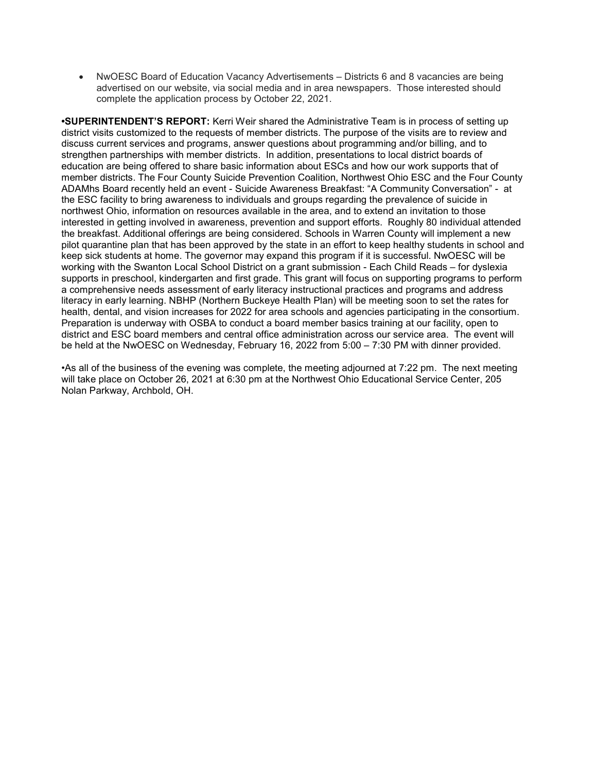- NwOESC Board of Education Vacancy Advertisements – Districts 6 and 8 vacancies are being advertised on our website, via social media and in area newspapers. Those interested should complete the application process by October 22, 2021.

**•SUPERINTENDENT'S REPORT:** Kerri Weir shared the Administrative Team is in process of setting up district visits customized to the requests of member districts. The purpose of the visits are to review and discuss current services and programs, answer questions about programming and/or billing, and to strengthen partnerships with member districts. In addition, presentations to local district boards of education are being offered to share basic information about ESCs and how our work supports that of member districts. The Four County Suicide Prevention Coalition, Northwest Ohio ESC and the Four County ADAMhs Board recently held an event - Suicide Awareness Breakfast: "A Community Conversation" - at the ESC facility to bring awareness to individuals and groups regarding the prevalence of suicide in northwest Ohio, information on resources available in the area, and to extend an invitation to those interested in getting involved in awareness, prevention and support efforts. Roughly 80 individual attended the breakfast. Additional offerings are being considered. Schools in Warren County will implement a new pilot quarantine plan that has been approved by the state in an effort to keep healthy students in school and keep sick students at home. The governor may expand this program if it is successful. NwOESC will be working with the Swanton Local School District on a grant submission - Each Child Reads – for dyslexia supports in preschool, kindergarten and first grade. This grant will focus on supporting programs to perform a comprehensive needs assessment of early literacy instructional practices and programs and address literacy in early learning. NBHP (Northern Buckeye Health Plan) will be meeting soon to set the rates for health, dental, and vision increases for 2022 for area schools and agencies participating in the consortium. Preparation is underway with OSBA to conduct a board member basics training at our facility, open to district and ESC board members and central office administration across our service area. The event will be held at the NwOESC on Wednesday, February 16, 2022 from 5:00 – 7:30 PM with dinner provided.

•As all of the business of the evening was complete, the meeting adjourned at 7:22 pm. The next meeting will take place on October 26, 2021 at 6:30 pm at the Northwest Ohio Educational Service Center, 205 Nolan Parkway, Archbold, OH.